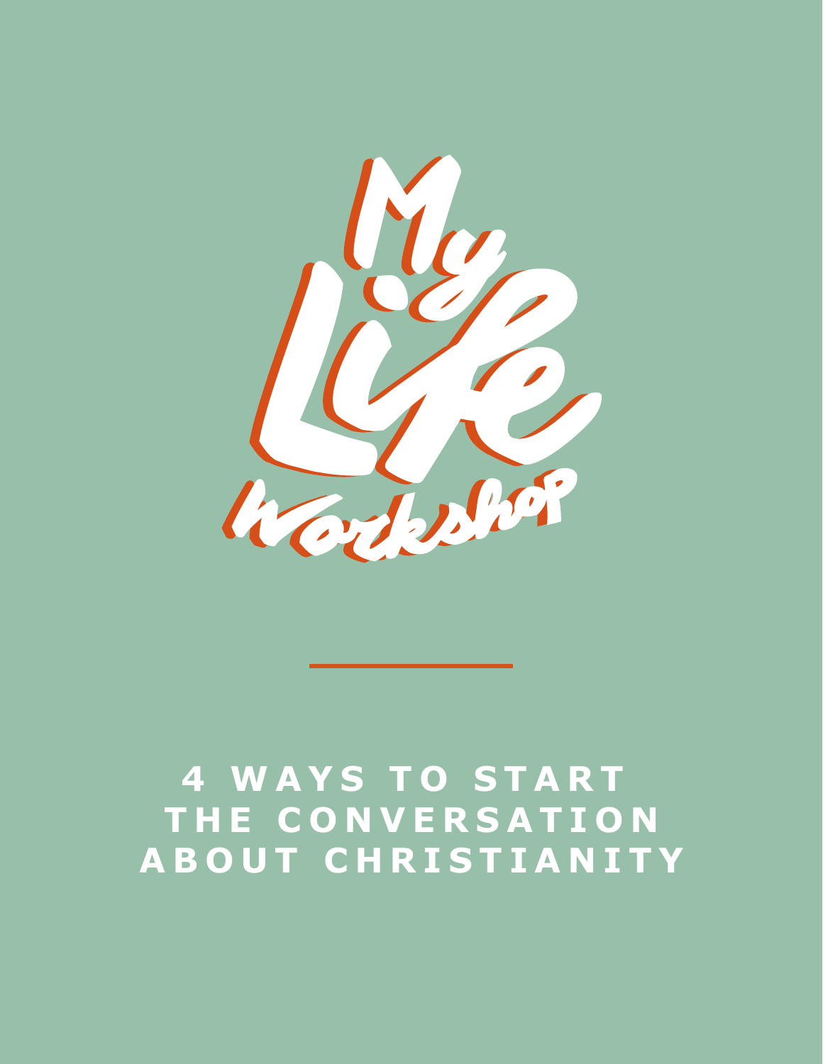# My Life Workshop

## 4 WAYS TO START THE CONVERSATION ABOUT CHRISTIANITY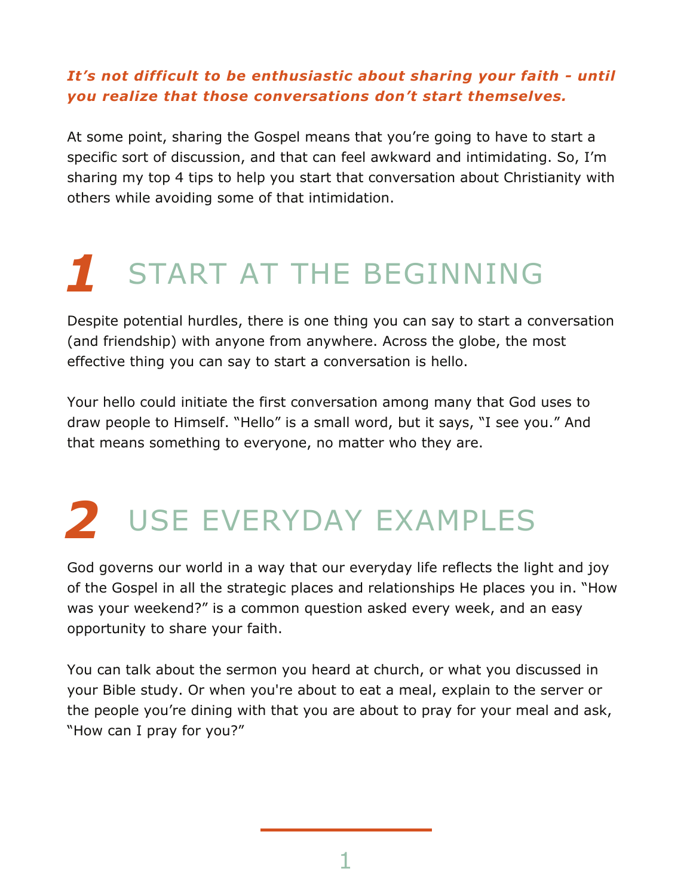***It's not difficult to be enthusiastic about sharing your faith - until you realize that those conversations don't start themselves.***

At some point, sharing the Gospel means that you're going to have to start a specific sort of discussion, and that can feel awkward and intimidating. So, I'm sharing my top 4 tips to help you start that conversation about Christianity with others while avoiding some of that intimidation.

## *1* START AT THE BEGINNING

Despite potential hurdles, there is one thing you can say to start a conversation (and friendship) with anyone from anywhere. Across the globe, the most effective thing you can say to start a conversation is hello.

Your hello could initiate the first conversation among many that God uses to draw people to Himself. "Hello" is a small word, but it says, "I see you." And that means something to everyone, no matter who they are.

## *2* USE EVERYDAY EXAMPLES

God governs our world in a way that our everyday life reflects the light and joy of the Gospel in all the strategic places and relationships He places you in. "How was your weekend?" is a common question asked every week, and an easy opportunity to share your faith.

You can talk about the sermon you heard at church, or what you discussed in your Bible study. Or when you're about to eat a meal, explain to the server or the people you're dining with that you are about to pray for your meal and ask, "How can I pray for you?"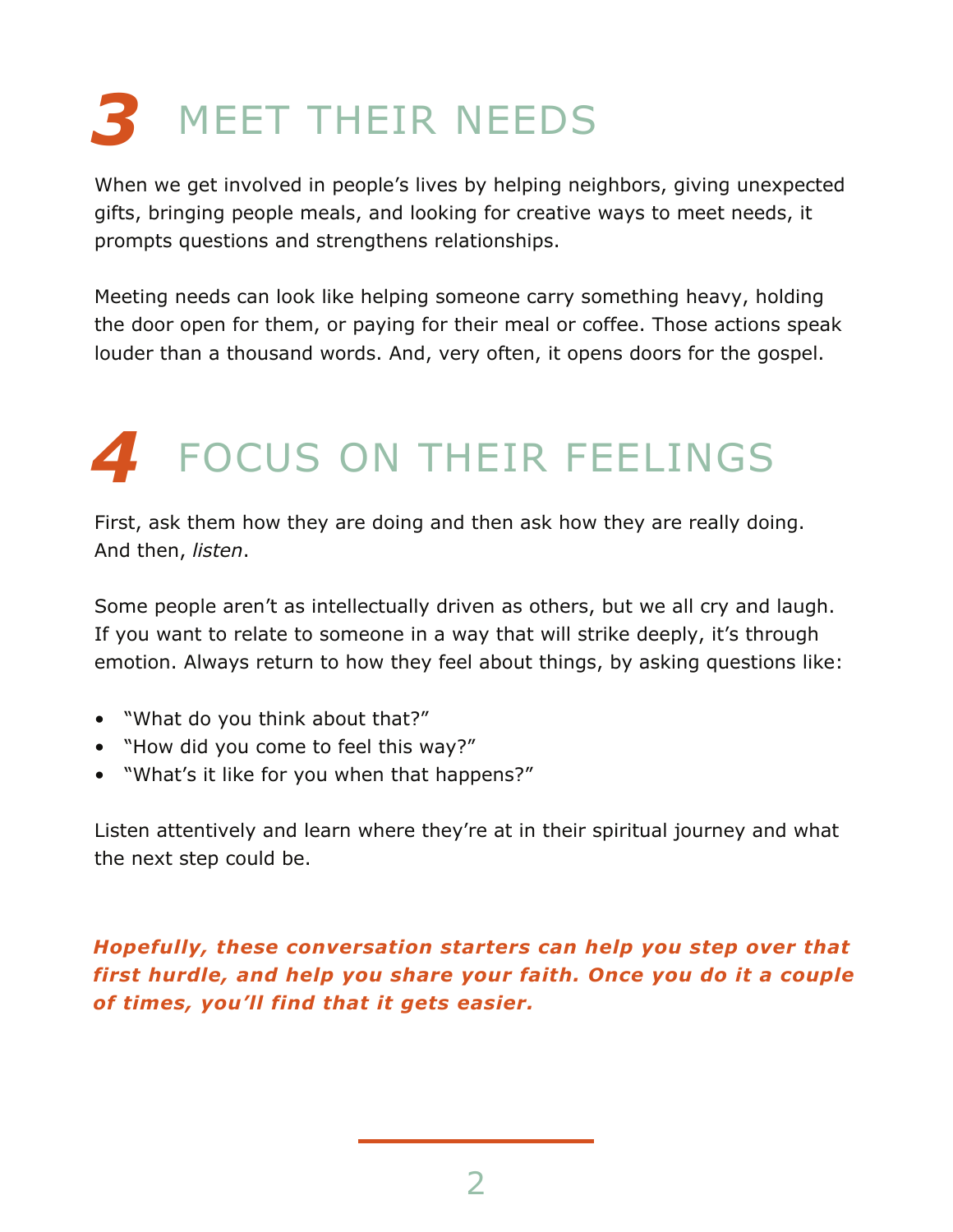## 3 MEET THEIR NEEDS

When we get involved in people's lives by helping neighbors, giving unexpected gifts, bringing people meals, and looking for creative ways to meet needs, it prompts questions and strengthens relationships.

Meeting needs can look like helping someone carry something heavy, holding the door open for them, or paying for their meal or coffee. Those actions speak louder than a thousand words. And, very often, it opens doors for the gospel.

## 4 FOCUS ON THEIR FEELINGS

First, ask them how they are doing and then ask how they are really doing. And then, *listen*.

Some people aren't as intellectually driven as others, but we all cry and laugh. If you want to relate to someone in a way that will strike deeply, it's through emotion. Always return to how they feel about things, by asking questions like:

- "What do you think about that?"
- "How did you come to feel this way?"
- "What's it like for you when that happens?"

Listen attentively and learn where they're at in their spiritual journey and what the next step could be.

***Hopefully, these conversation starters can help you step over that first hurdle, and help you share your faith. Once you do it a couple of times, you'll find that it gets easier.***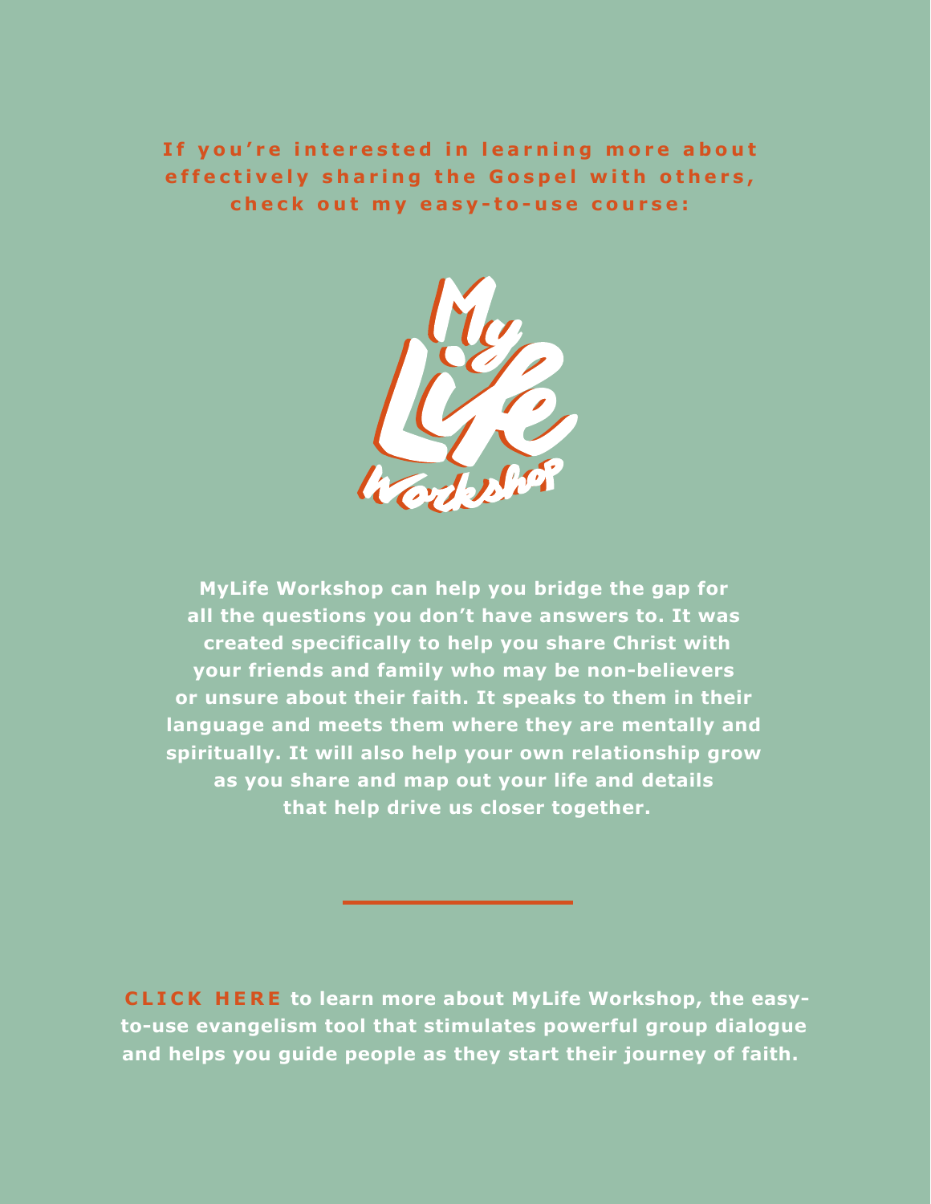**If you're interested in learning more about effectively sharing the Gospel with others, check out my easy-to-use course:**

My Life Workshop

**MyLife Workshop can help you bridge the gap for all the questions you don't have answers to. It was created specifically to help you share Christ with your friends and family who may be non-believers or unsure about their faith. It speaks to them in their language and meets them where they are mentally and spiritually. It will also help your own relationship grow as you share and map out your life and details that help drive us closer together.**

---

**CLICK HERE to learn more about MyLife Workshop, the easy-to-use evangelism tool that stimulates powerful group dialogue and helps you guide people as they start their journey of faith.**